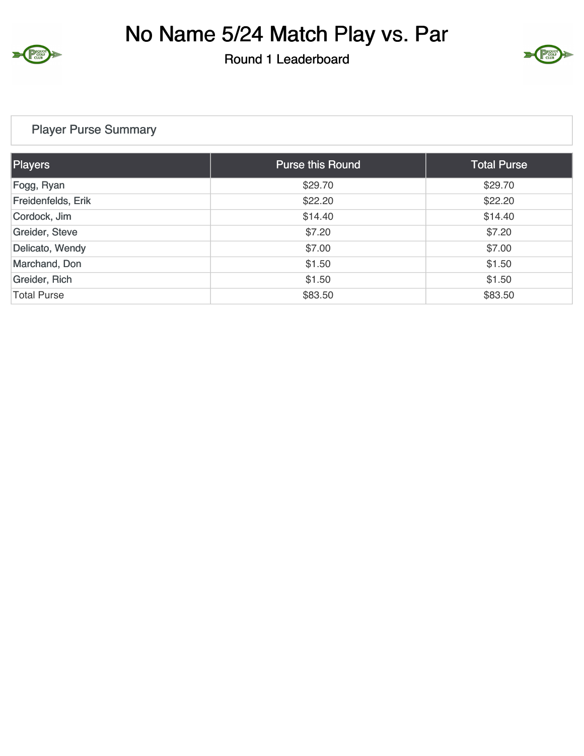# No Name 5/24 Match Play vs. Par

Round 1 Leaderboard

## Player Purse Summary

| Players | Purse this Round | Total Purse |
|---|---|---|
| Fogg, Ryan | $29.70 | $29.70 |
| Freidenfelds, Erik | $22.20 | $22.20 |
| Cordock, Jim | $14.40 | $14.40 |
| Greider, Steve | $7.20 | $7.20 |
| Delicato, Wendy | $7.00 | $7.00 |
| Marchand, Don | $1.50 | $1.50 |
| Greider, Rich | $1.50 | $1.50 |
| Total Purse | $83.50 | $83.50 |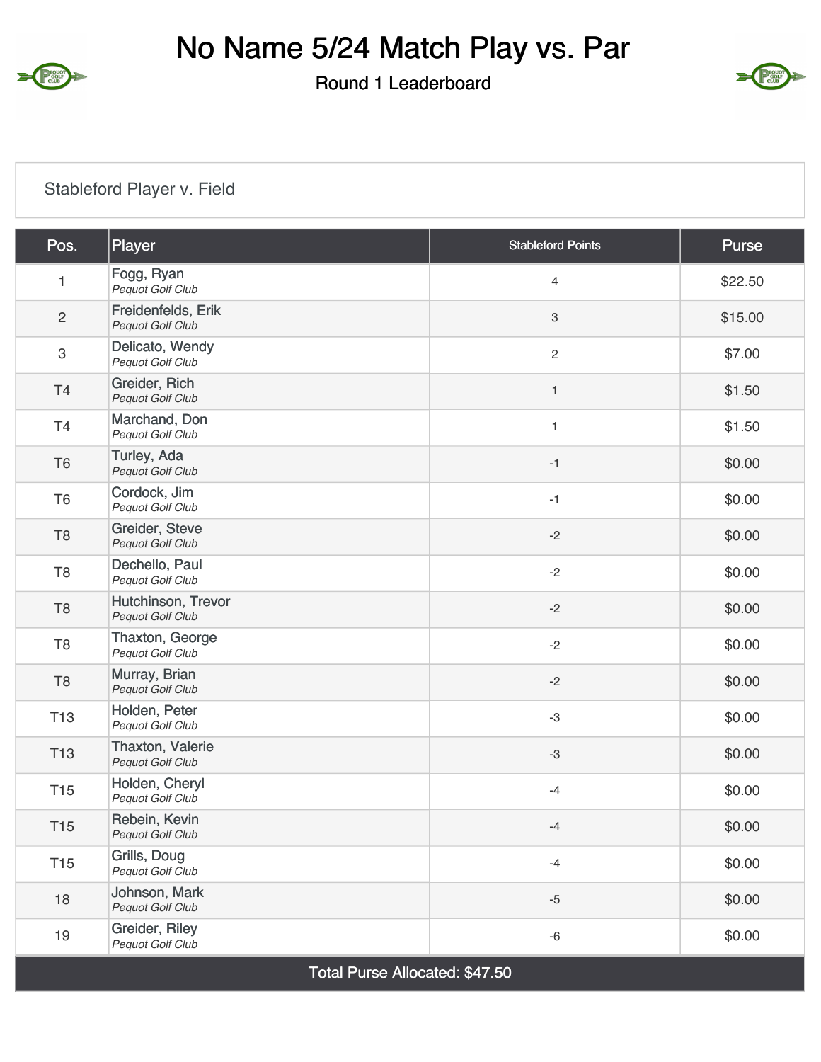# No Name 5/24 Match Play vs. Par

## Round 1 Leaderboard

Stableford Player v. Field

| Pos. | Player | Stableford Points | Purse |
|---|---|---|---|
| 1 | Fogg, Ryan<br>*Pequot Golf Club* | 4 | $22.50 |
| 2 | Freidenfelds, Erik<br>*Pequot Golf Club* | 3 | $15.00 |
| 3 | Delicato, Wendy<br>*Pequot Golf Club* | 2 | $7.00 |
| T4 | Greider, Rich<br>*Pequot Golf Club* | 1 | $1.50 |
| T4 | Marchand, Don<br>*Pequot Golf Club* | 1 | $1.50 |
| T6 | Turley, Ada<br>*Pequot Golf Club* | -1 | $0.00 |
| T6 | Cordock, Jim<br>*Pequot Golf Club* | -1 | $0.00 |
| T8 | Greider, Steve<br>*Pequot Golf Club* | -2 | $0.00 |
| T8 | Dechello, Paul<br>*Pequot Golf Club* | -2 | $0.00 |
| T8 | Hutchinson, Trevor<br>*Pequot Golf Club* | -2 | $0.00 |
| T8 | Thaxton, George<br>*Pequot Golf Club* | -2 | $0.00 |
| T8 | Murray, Brian<br>*Pequot Golf Club* | -2 | $0.00 |
| T13 | Holden, Peter<br>*Pequot Golf Club* | -3 | $0.00 |
| T13 | Thaxton, Valerie<br>*Pequot Golf Club* | -3 | $0.00 |
| T15 | Holden, Cheryl<br>*Pequot Golf Club* | -4 | $0.00 |
| T15 | Rebein, Kevin<br>*Pequot Golf Club* | -4 | $0.00 |
| T15 | Grills, Doug<br>*Pequot Golf Club* | -4 | $0.00 |
| 18 | Johnson, Mark<br>*Pequot Golf Club* | -5 | $0.00 |
| 19 | Greider, Riley<br>*Pequot Golf Club* | -6 | $0.00 |

Total Purse Allocated: $47.50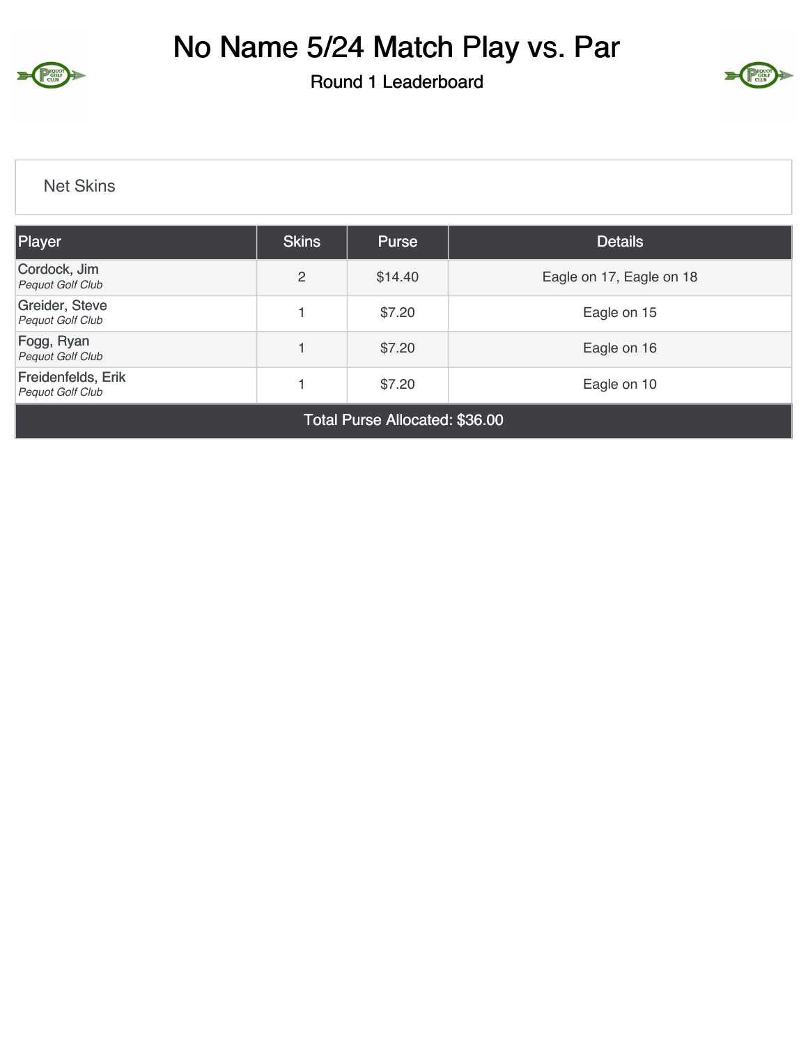# No Name 5/24 Match Play vs. Par

Round 1 Leaderboard

Net Skins

| Player | Skins | Purse | Details |
|---|---|---|---|
| Cordock, Jim<br>*Pequot Golf Club* | 2 | $14.40 | Eagle on 17, Eagle on 18 |
| Greider, Steve<br>*Pequot Golf Club* | 1 | $7.20 | Eagle on 15 |
| Fogg, Ryan<br>*Pequot Golf Club* | 1 | $7.20 | Eagle on 16 |
| Freidenfelds, Erik<br>*Pequot Golf Club* | 1 | $7.20 | Eagle on 10 |
| Total Purse Allocated: $36.00 | | | |